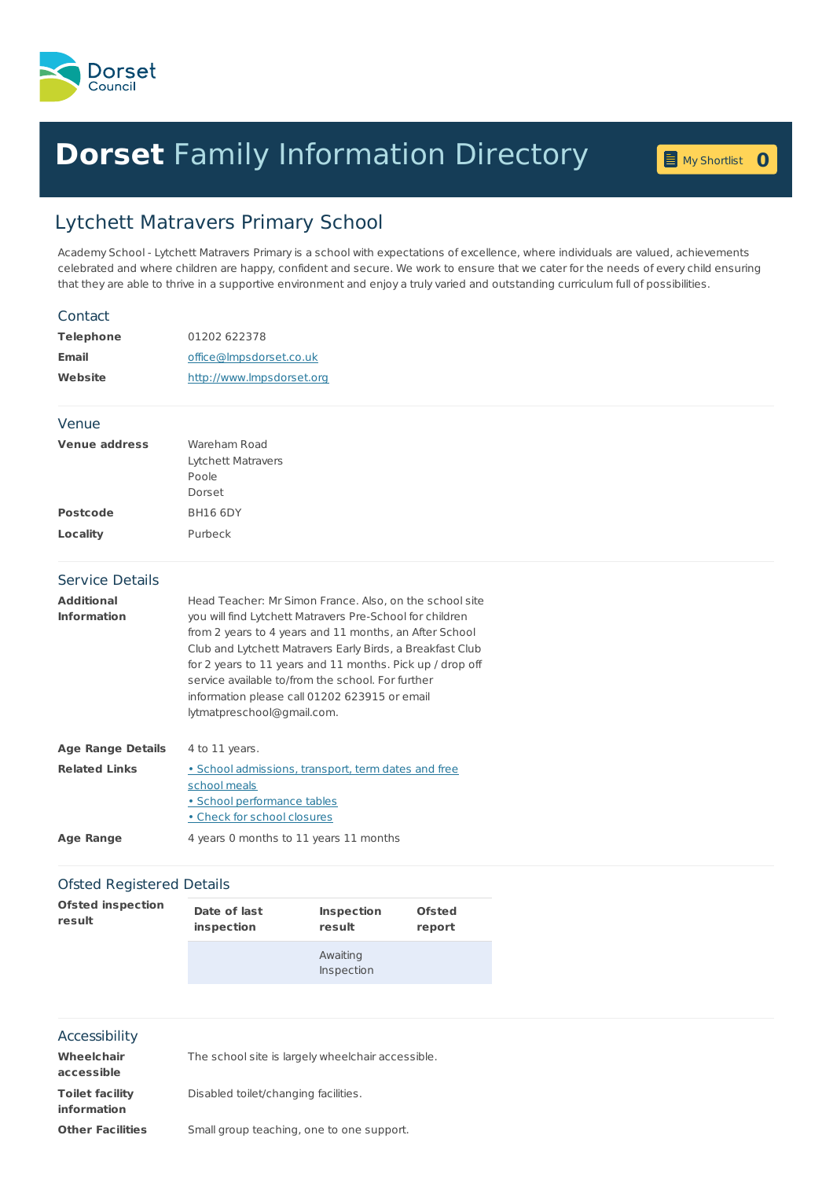Dorset Council

# **Dorset** Family Information Directory

My Shortlist 0

## Lytchett Matravers Primary School

Academy School - Lytchett Matravers Primary is a school with expectations of excellence, where individuals are valued, achievements celebrated and where children are happy, confident and secure. We work to ensure that we cater for the needs of every child ensuring that they are able to thrive in a supportive environment and enjoy a truly varied and outstanding curriculum full of possibilities.

### Contact

| | |
|---|---|
| **Telephone** | 01202 622378 |
| **Email** | office@lmpsdorset.co.uk |
| **Website** | http://www.lmpsdorset.org |

### Venue

| | |
|---|---|
| **Venue address** | Wareham Road<br>Lytchett Matravers<br>Poole<br>Dorset |
| **Postcode** | BH16 6DY |
| **Locality** | Purbeck |

### Service Details

| | |
|---|---|
| **Additional Information** | Head Teacher: Mr Simon France. Also, on the school site you will find Lytchett Matravers Pre-School for children from 2 years to 4 years and 11 months, an After School Club and Lytchett Matravers Early Birds, a Breakfast Club for 2 years to 11 years and 11 months. Pick up / drop off service available to/from the school. For further information please call 01202 623915 or email lytmatpreschool@gmail.com. |
| **Age Range Details** | 4 to 11 years. |
| **Related Links** | • School admissions, transport, term dates and free school meals<br>• School performance tables<br>• Check for school closures |
| **Age Range** | 4 years 0 months to 11 years 11 months |

### Ofsted Registered Details

**Ofsted inspection result**

| Date of last inspection | Inspection result | Ofsted report |
|---|---|---|
| | Awaiting Inspection | |

### Accessibility

| | |
|---|---|
| **Wheelchair accessible** | The school site is largely wheelchair accessible. |
| **Toilet facility information** | Disabled toilet/changing facilities. |
| **Other Facilities** | Small group teaching, one to one support. |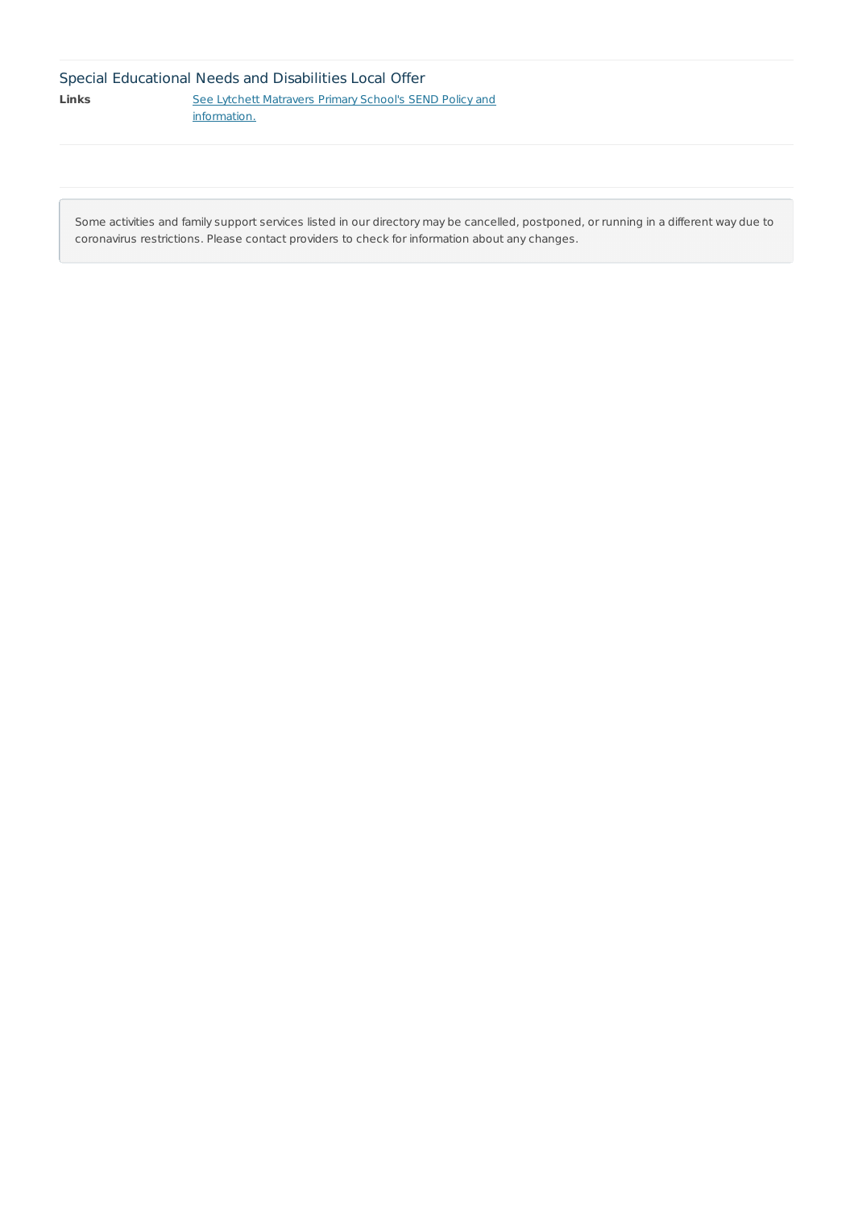## Special Educational Needs and Disabilities Local Offer

**Links** See Lytchett Matravers Primary School's SEND Policy and information.

Some activities and family support services listed in our directory may be cancelled, postponed, or running in a different way due to coronavirus restrictions. Please contact providers to check for information about any changes.